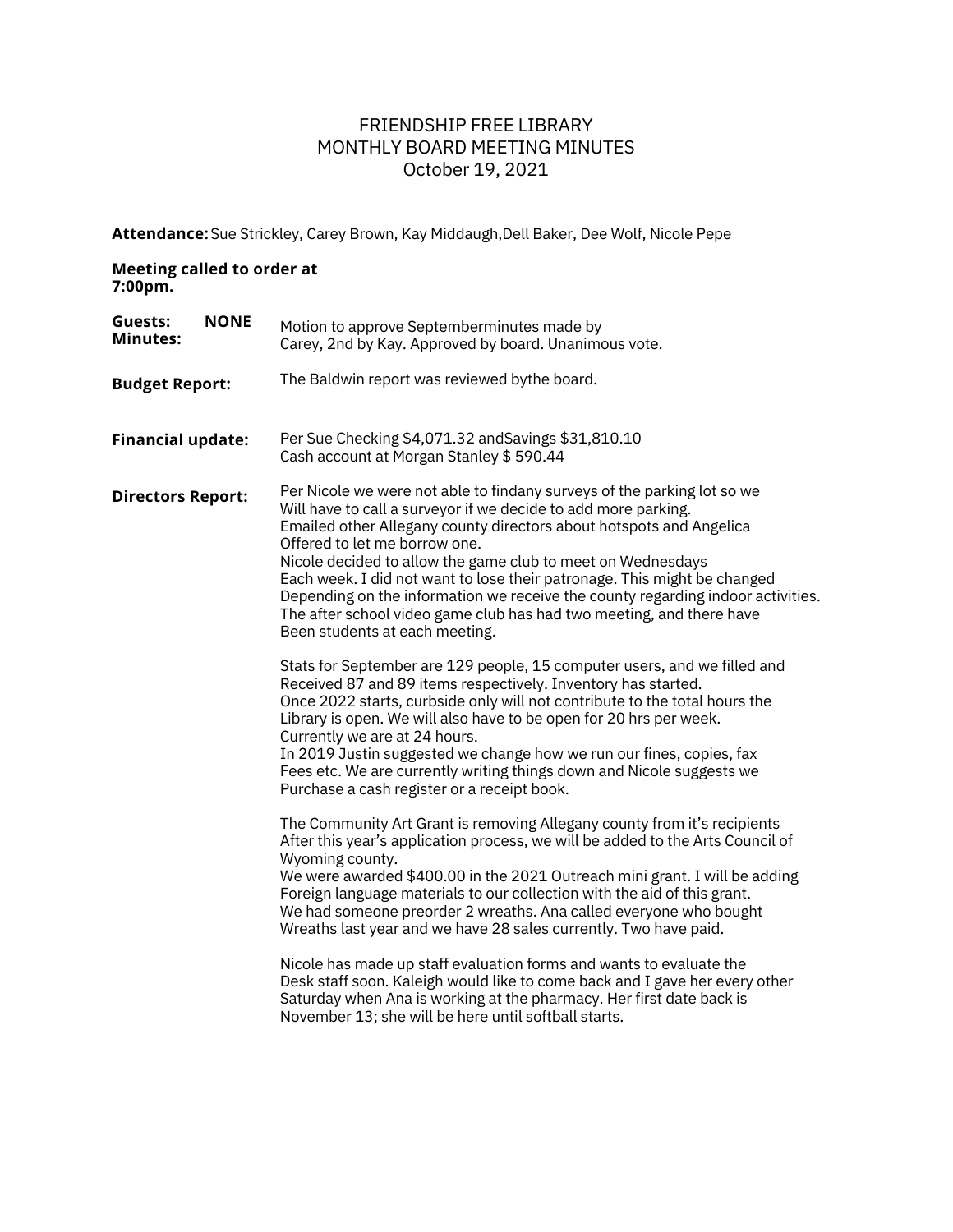# FRIENDSHIP FREE LIBRARY
## MONTHLY BOARD MEETING MINUTES
### October 19, 2021

**Attendance:** Sue Strickley, Carey Brown, Kay Middaugh,Dell Baker, Dee Wolf, Nicole Pepe

**Meeting called to order at 7:00pm.**

**Guests:** NONE

**Minutes:** Motion to approve Septemberminutes made by Carey, 2nd by Kay. Approved by board. Unanimous vote.

**Budget Report:** The Baldwin report was reviewed bythe board.

**Financial update:** Per Sue Checking $4,071.32 andSavings $31,810.10
Cash account at Morgan Stanley $ 590.44

**Directors Report:** Per Nicole we were not able to findany surveys of the parking lot so we Will have to call a surveyor if we decide to add more parking.
Emailed other Allegany county directors about hotspots and Angelica Offered to let me borrow one.
Nicole decided to allow the game club to meet on Wednesdays Each week. I did not want to lose their patronage. This might be changed Depending on the information we receive the county regarding indoor activities.
The after school video game club has had two meeting, and there have Been students at each meeting.

Stats for September are 129 people, 15 computer users, and we filled and Received 87 and 89 items respectively. Inventory has started.
Once 2022 starts, curbside only will not contribute to the total hours the Library is open. We will also have to be open for 20 hrs per week.
Currently we are at 24 hours.
In 2019 Justin suggested we change how we run our fines, copies, fax Fees etc. We are currently writing things down and Nicole suggests we Purchase a cash register or a receipt book.

The Community Art Grant is removing Allegany county from it's recipients After this year's application process, we will be added to the Arts Council of Wyoming county.
We were awarded $400.00 in the 2021 Outreach mini grant. I will be adding Foreign language materials to our collection with the aid of this grant.
We had someone preorder 2 wreaths. Ana called everyone who bought Wreaths last year and we have 28 sales currently. Two have paid.

Nicole has made up staff evaluation forms and wants to evaluate the Desk staff soon. Kaleigh would like to come back and I gave her every other Saturday when Ana is working at the pharmacy. Her first date back is November 13; she will be here until softball starts.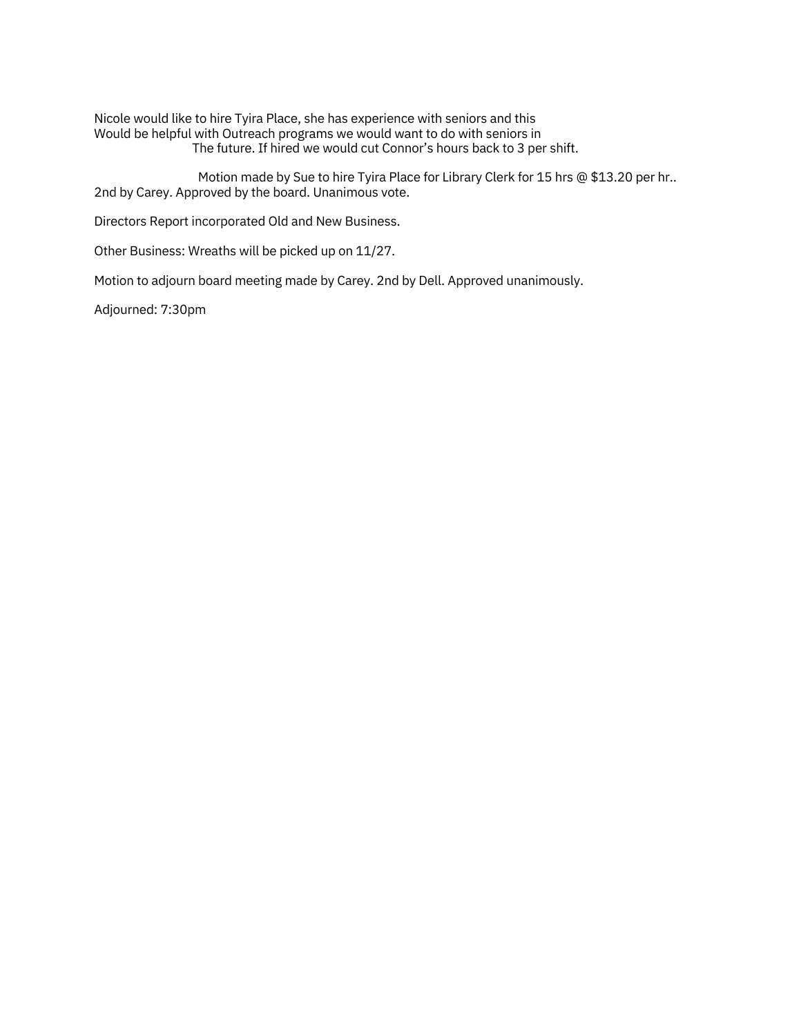Nicole would like to hire Tyira Place, she has experience with seniors and this Would be helpful with Outreach programs we would want to do with seniors in The future. If hired we would cut Connor's hours back to 3 per shift.

Motion made by Sue to hire Tyira Place for Library Clerk for 15 hrs @ $13.20 per hr.. 2nd by Carey. Approved by the board. Unanimous vote.

Directors Report incorporated Old and New Business.

Other Business: Wreaths will be picked up on 11/27.

Motion to adjourn board meeting made by Carey. 2nd by Dell. Approved unanimously.

Adjourned: 7:30pm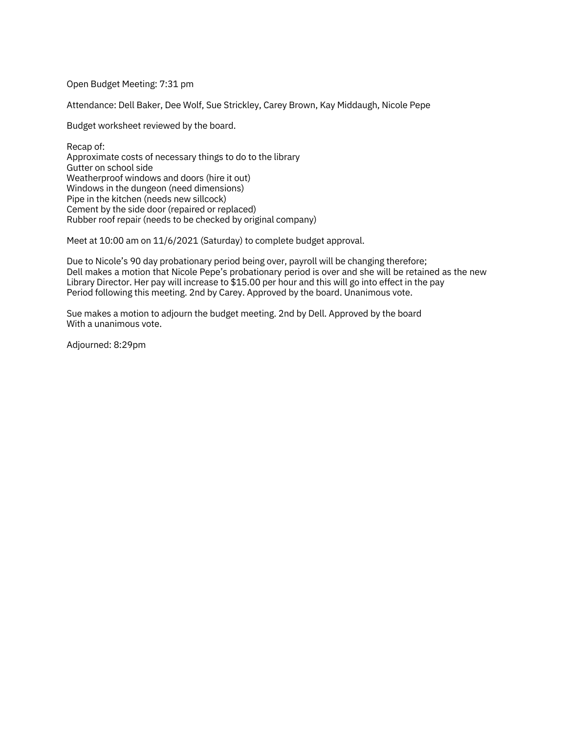Open Budget Meeting: 7:31 pm

Attendance: Dell Baker, Dee Wolf, Sue Strickley, Carey Brown, Kay Middaugh, Nicole Pepe

Budget worksheet reviewed by the board.

Recap of:
Approximate costs of necessary things to do to the library
Gutter on school side
Weatherproof windows and doors (hire it out)
Windows in the dungeon (need dimensions)
Pipe in the kitchen (needs new sillcock)
Cement by the side door (repaired or replaced)
Rubber roof repair (needs to be checked by original company)

Meet at 10:00 am on 11/6/2021 (Saturday) to complete budget approval.

Due to Nicole's 90 day probationary period being over, payroll will be changing therefore;
Dell makes a motion that Nicole Pepe's probationary period is over and she will be retained as the new Library Director. Her pay will increase to $15.00 per hour and this will go into effect in the pay Period following this meeting. 2nd by Carey. Approved by the board. Unanimous vote.

Sue makes a motion to adjourn the budget meeting. 2nd by Dell. Approved by the board With a unanimous vote.

Adjourned: 8:29pm